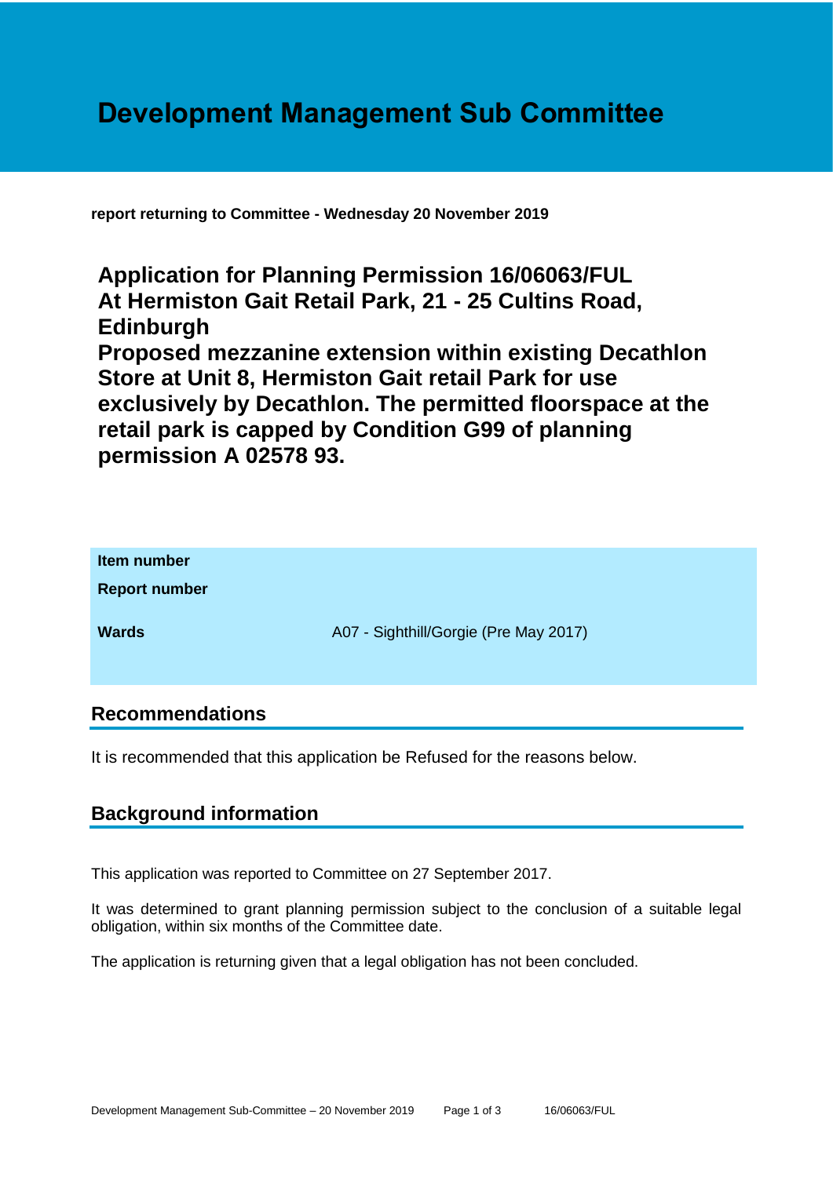# Development Management Sub Committee

**report returning to Committee - Wednesday 20 November 2019**

## Application for Planning Permission 16/06063/FUL At Hermiston Gait Retail Park, 21 - 25 Cultins Road, Edinburgh Proposed mezzanine extension within existing Decathlon Store at Unit 8, Hermiston Gait retail Park for use exclusively by Decathlon. The permitted floorspace at the retail park is capped by Condition G99 of planning permission A 02578 93.

| | |
|---|---|
| **Item number** | |
| **Report number** | |
| **Wards** | A07 - Sighthill/Gorgie (Pre May 2017) |

## Recommendations

It is recommended that this application be Refused for the reasons below.

## Background information

This application was reported to Committee on 27 September 2017.

It was determined to grant planning permission subject to the conclusion of a suitable legal obligation, within six months of the Committee date.

The application is returning given that a legal obligation has not been concluded.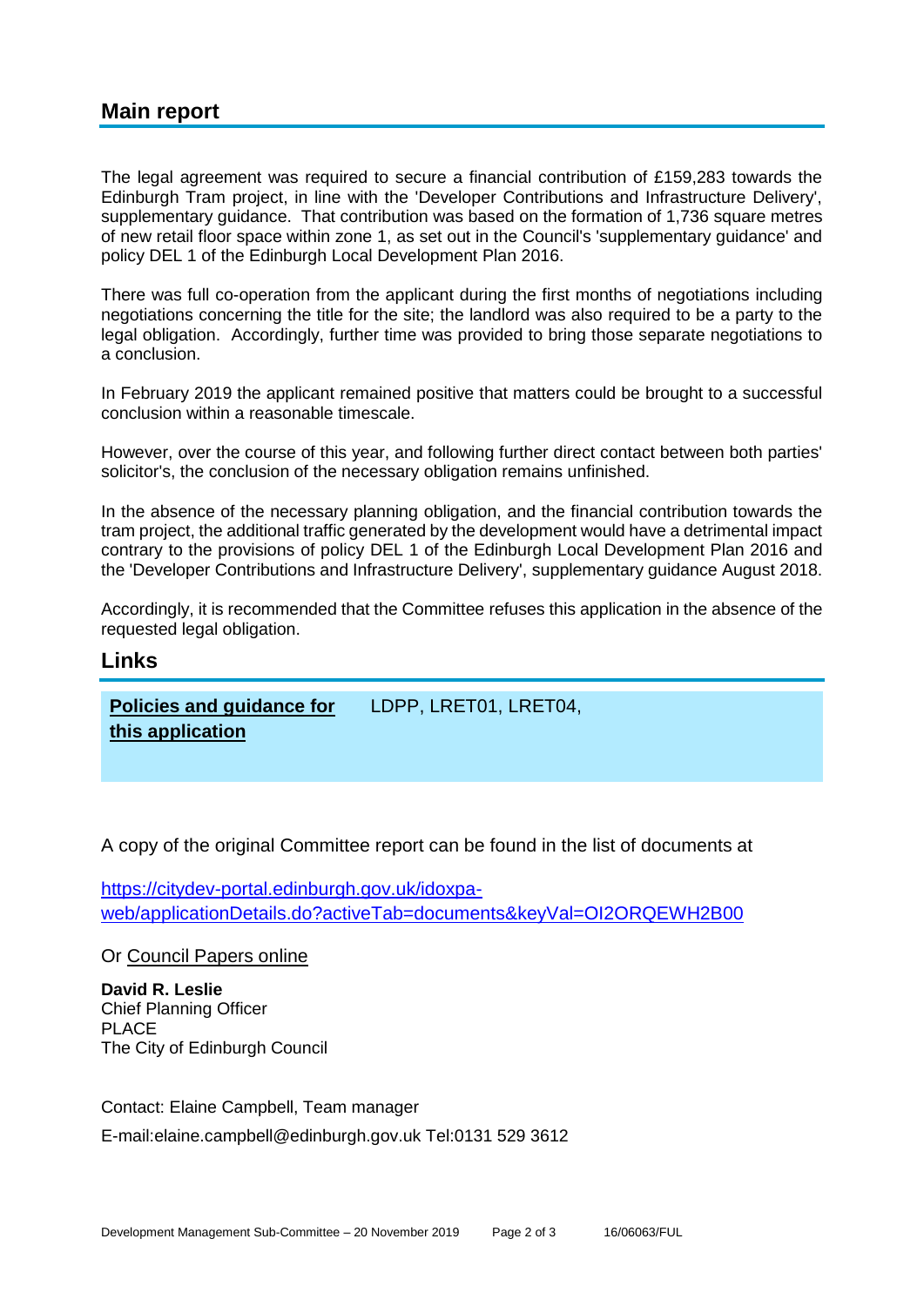## Main report

The legal agreement was required to secure a financial contribution of £159,283 towards the Edinburgh Tram project, in line with the 'Developer Contributions and Infrastructure Delivery', supplementary guidance. That contribution was based on the formation of 1,736 square metres of new retail floor space within zone 1, as set out in the Council's 'supplementary guidance' and policy DEL 1 of the Edinburgh Local Development Plan 2016.

There was full co-operation from the applicant during the first months of negotiations including negotiations concerning the title for the site; the landlord was also required to be a party to the legal obligation. Accordingly, further time was provided to bring those separate negotiations to a conclusion.

In February 2019 the applicant remained positive that matters could be brought to a successful conclusion within a reasonable timescale.

However, over the course of this year, and following further direct contact between both parties' solicitor's, the conclusion of the necessary obligation remains unfinished.

In the absence of the necessary planning obligation, and the financial contribution towards the tram project, the additional traffic generated by the development would have a detrimental impact contrary to the provisions of policy DEL 1 of the Edinburgh Local Development Plan 2016 and the 'Developer Contributions and Infrastructure Delivery', supplementary guidance August 2018.

Accordingly, it is recommended that the Committee refuses this application in the absence of the requested legal obligation.

## Links

| | |
|---|---|
| **Policies and guidance for this application** | LDPP, LRET01, LRET04, |

A copy of the original Committee report can be found in the list of documents at

https://citydev-portal.edinburgh.gov.uk/idoxpa-web/applicationDetails.do?activeTab=documents&keyVal=OI2ORQEWH2B00

Or Council Papers online

**David R. Leslie**
Chief Planning Officer
PLACE
The City of Edinburgh Council

Contact: Elaine Campbell, Team manager

E-mail:elaine.campbell@edinburgh.gov.uk Tel:0131 529 3612